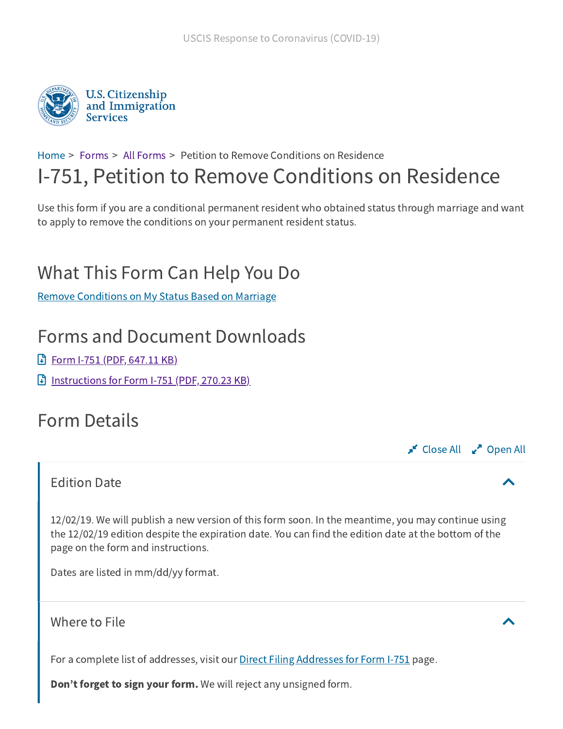USCIS Response to Coronavirus (COVID-19)

U.S. Citizenship and Immigration Services

Home > Forms > All Forms > Petition to Remove Conditions on Residence

# I-751, Petition to Remove Conditions on Residence

Use this form if you are a conditional permanent resident who obtained status through marriage and want to apply to remove the conditions on your permanent resident status.

## What This Form Can Help You Do

Remove Conditions on My Status Based on Marriage

## Forms and Document Downloads

- Form I-751 (PDF, 647.11 KB)
- Instructions for Form I-751 (PDF, 270.23 KB)

## Form Details

Close All   Open All

### Edition Date

12/02/19. We will publish a new version of this form soon. In the meantime, you may continue using the 12/02/19 edition despite the expiration date. You can find the edition date at the bottom of the page on the form and instructions.

Dates are listed in mm/dd/yy format.

### Where to File

For a complete list of addresses, visit our Direct Filing Addresses for Form I-751 page.

**Don't forget to sign your form.** We will reject any unsigned form.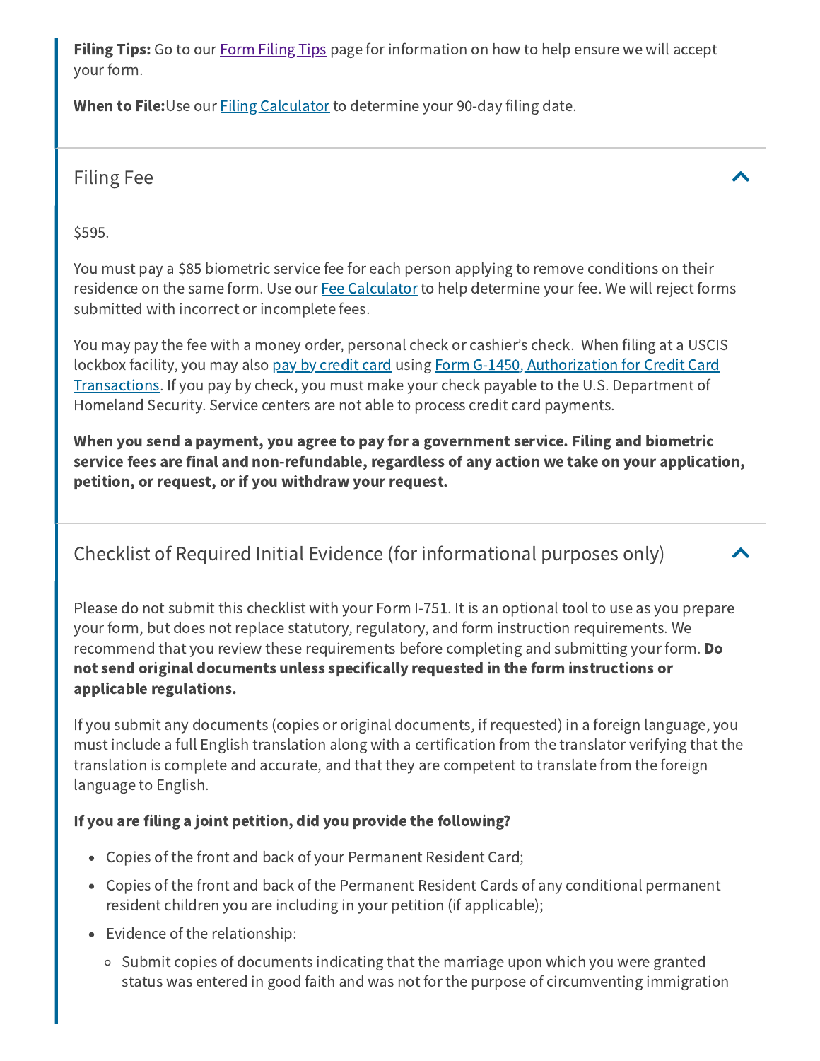**Filing Tips:** Go to our Form Filing Tips page for information on how to help ensure we will accept your form.

**When to File:**Use our Filing Calculator to determine your 90-day filing date.

## Filing Fee

$595.

You must pay a $85 biometric service fee for each person applying to remove conditions on their residence on the same form. Use our Fee Calculator to help determine your fee. We will reject forms submitted with incorrect or incomplete fees.

You may pay the fee with a money order, personal check or cashier's check. When filing at a USCIS lockbox facility, you may also pay by credit card using Form G-1450, Authorization for Credit Card Transactions. If you pay by check, you must make your check payable to the U.S. Department of Homeland Security. Service centers are not able to process credit card payments.

**When you send a payment, you agree to pay for a government service. Filing and biometric service fees are final and non-refundable, regardless of any action we take on your application, petition, or request, or if you withdraw your request.**

## Checklist of Required Initial Evidence (for informational purposes only)

Please do not submit this checklist with your Form I-751. It is an optional tool to use as you prepare your form, but does not replace statutory, regulatory, and form instruction requirements. We recommend that you review these requirements before completing and submitting your form. **Do not send original documents unless specifically requested in the form instructions or applicable regulations.**

If you submit any documents (copies or original documents, if requested) in a foreign language, you must include a full English translation along with a certification from the translator verifying that the translation is complete and accurate, and that they are competent to translate from the foreign language to English.

**If you are filing a joint petition, did you provide the following?**

- Copies of the front and back of your Permanent Resident Card;
- Copies of the front and back of the Permanent Resident Cards of any conditional permanent resident children you are including in your petition (if applicable);
- Evidence of the relationship:
  - Submit copies of documents indicating that the marriage upon which you were granted status was entered in good faith and was not for the purpose of circumventing immigration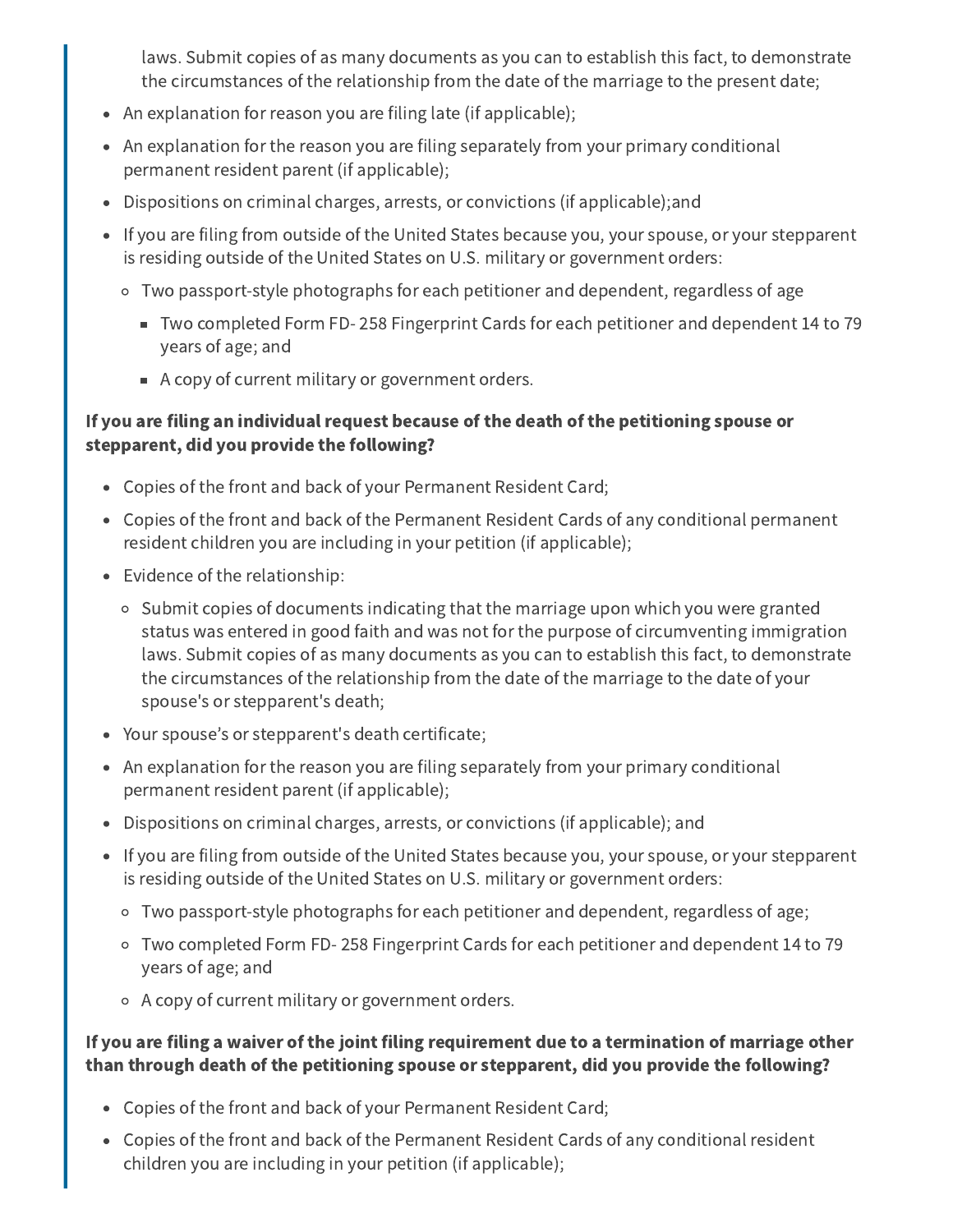laws. Submit copies of as many documents as you can to establish this fact, to demonstrate the circumstances of the relationship from the date of the marriage to the present date;

- An explanation for reason you are filing late (if applicable);
- An explanation for the reason you are filing separately from your primary conditional permanent resident parent (if applicable);
- Dispositions on criminal charges, arrests, or convictions (if applicable);and
- If you are filing from outside of the United States because you, your spouse, or your stepparent is residing outside of the United States on U.S. military or government orders:
  - Two passport-style photographs for each petitioner and dependent, regardless of age
    - Two completed Form FD- 258 Fingerprint Cards for each petitioner and dependent 14 to 79 years of age; and
    - A copy of current military or government orders.

**If you are filing an individual request because of the death of the petitioning spouse or stepparent, did you provide the following?**

- Copies of the front and back of your Permanent Resident Card;
- Copies of the front and back of the Permanent Resident Cards of any conditional permanent resident children you are including in your petition (if applicable);
- Evidence of the relationship:
  - Submit copies of documents indicating that the marriage upon which you were granted status was entered in good faith and was not for the purpose of circumventing immigration laws. Submit copies of as many documents as you can to establish this fact, to demonstrate the circumstances of the relationship from the date of the marriage to the date of your spouse's or stepparent's death;
- Your spouse's or stepparent's death certificate;
- An explanation for the reason you are filing separately from your primary conditional permanent resident parent (if applicable);
- Dispositions on criminal charges, arrests, or convictions (if applicable); and
- If you are filing from outside of the United States because you, your spouse, or your stepparent is residing outside of the United States on U.S. military or government orders:
  - Two passport-style photographs for each petitioner and dependent, regardless of age;
  - Two completed Form FD- 258 Fingerprint Cards for each petitioner and dependent 14 to 79 years of age; and
  - A copy of current military or government orders.

**If you are filing a waiver of the joint filing requirement due to a termination of marriage other than through death of the petitioning spouse or stepparent, did you provide the following?**

- Copies of the front and back of your Permanent Resident Card;
- Copies of the front and back of the Permanent Resident Cards of any conditional resident children you are including in your petition (if applicable);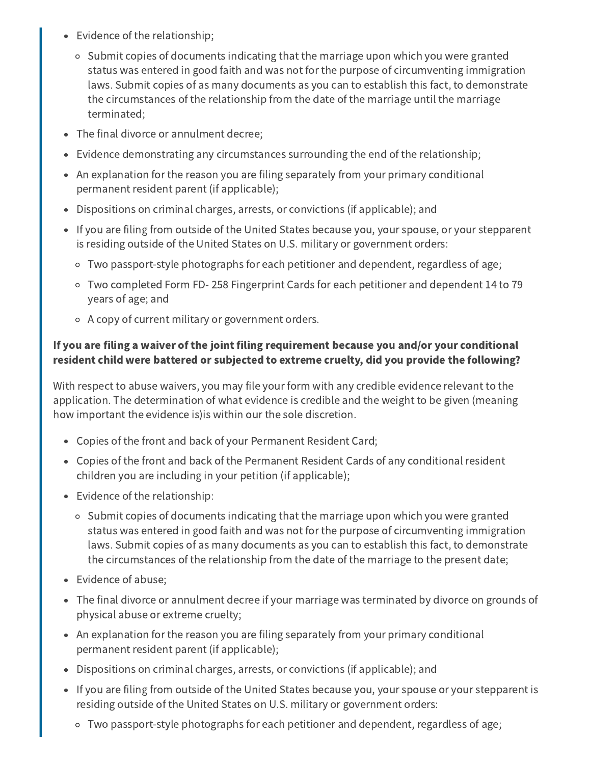- Evidence of the relationship;
  - Submit copies of documents indicating that the marriage upon which you were granted status was entered in good faith and was not for the purpose of circumventing immigration laws. Submit copies of as many documents as you can to establish this fact, to demonstrate the circumstances of the relationship from the date of the marriage until the marriage terminated;
- The final divorce or annulment decree;
- Evidence demonstrating any circumstances surrounding the end of the relationship;
- An explanation for the reason you are filing separately from your primary conditional permanent resident parent (if applicable);
- Dispositions on criminal charges, arrests, or convictions (if applicable); and
- If you are filing from outside of the United States because you, your spouse, or your stepparent is residing outside of the United States on U.S. military or government orders:
  - Two passport-style photographs for each petitioner and dependent, regardless of age;
  - Two completed Form FD- 258 Fingerprint Cards for each petitioner and dependent 14 to 79 years of age; and
  - A copy of current military or government orders.

**If you are filing a waiver of the joint filing requirement because you and/or your conditional resident child were battered or subjected to extreme cruelty, did you provide the following?**

With respect to abuse waivers, you may file your form with any credible evidence relevant to the application. The determination of what evidence is credible and the weight to be given (meaning how important the evidence is)is within our the sole discretion.

- Copies of the front and back of your Permanent Resident Card;
- Copies of the front and back of the Permanent Resident Cards of any conditional resident children you are including in your petition (if applicable);
- Evidence of the relationship:
  - Submit copies of documents indicating that the marriage upon which you were granted status was entered in good faith and was not for the purpose of circumventing immigration laws. Submit copies of as many documents as you can to establish this fact, to demonstrate the circumstances of the relationship from the date of the marriage to the present date;
- Evidence of abuse;
- The final divorce or annulment decree if your marriage was terminated by divorce on grounds of physical abuse or extreme cruelty;
- An explanation for the reason you are filing separately from your primary conditional permanent resident parent (if applicable);
- Dispositions on criminal charges, arrests, or convictions (if applicable); and
- If you are filing from outside of the United States because you, your spouse or your stepparent is residing outside of the United States on U.S. military or government orders:
  - Two passport-style photographs for each petitioner and dependent, regardless of age;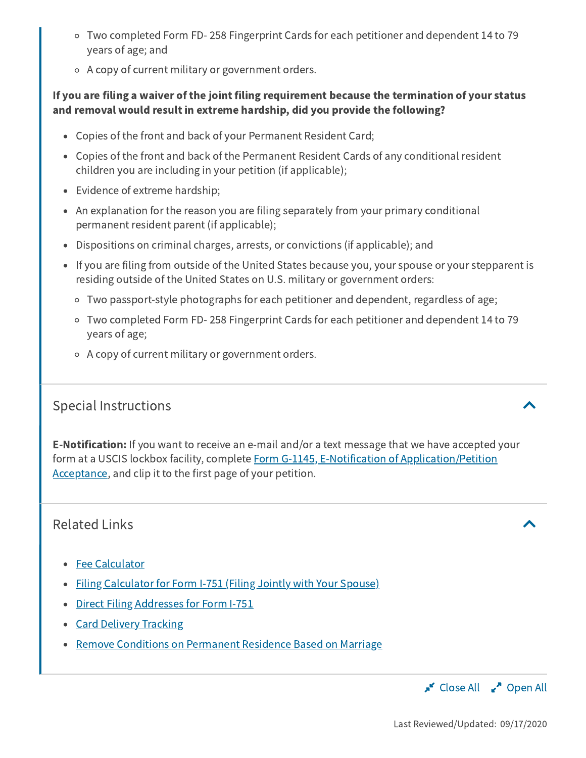- Two completed Form FD- 258 Fingerprint Cards for each petitioner and dependent 14 to 79 years of age; and
- A copy of current military or government orders.

**If you are filing a waiver of the joint filing requirement because the termination of your status and removal would result in extreme hardship, did you provide the following?**

- Copies of the front and back of your Permanent Resident Card;
- Copies of the front and back of the Permanent Resident Cards of any conditional resident children you are including in your petition (if applicable);
- Evidence of extreme hardship;
- An explanation for the reason you are filing separately from your primary conditional permanent resident parent (if applicable);
- Dispositions on criminal charges, arrests, or convictions (if applicable); and
- If you are filing from outside of the United States because you, your spouse or your stepparent is residing outside of the United States on U.S. military or government orders:
  - Two passport-style photographs for each petitioner and dependent, regardless of age;
  - Two completed Form FD- 258 Fingerprint Cards for each petitioner and dependent 14 to 79 years of age;
  - A copy of current military or government orders.

## Special Instructions

**E-Notification:** If you want to receive an e-mail and/or a text message that we have accepted your form at a USCIS lockbox facility, complete Form G-1145, E-Notification of Application/Petition Acceptance, and clip it to the first page of your petition.

## Related Links

- Fee Calculator
- Filing Calculator for Form I-751 (Filing Jointly with Your Spouse)
- Direct Filing Addresses for Form I-751
- Card Delivery Tracking
- Remove Conditions on Permanent Residence Based on Marriage

Close All Open All

Last Reviewed/Updated: 09/17/2020